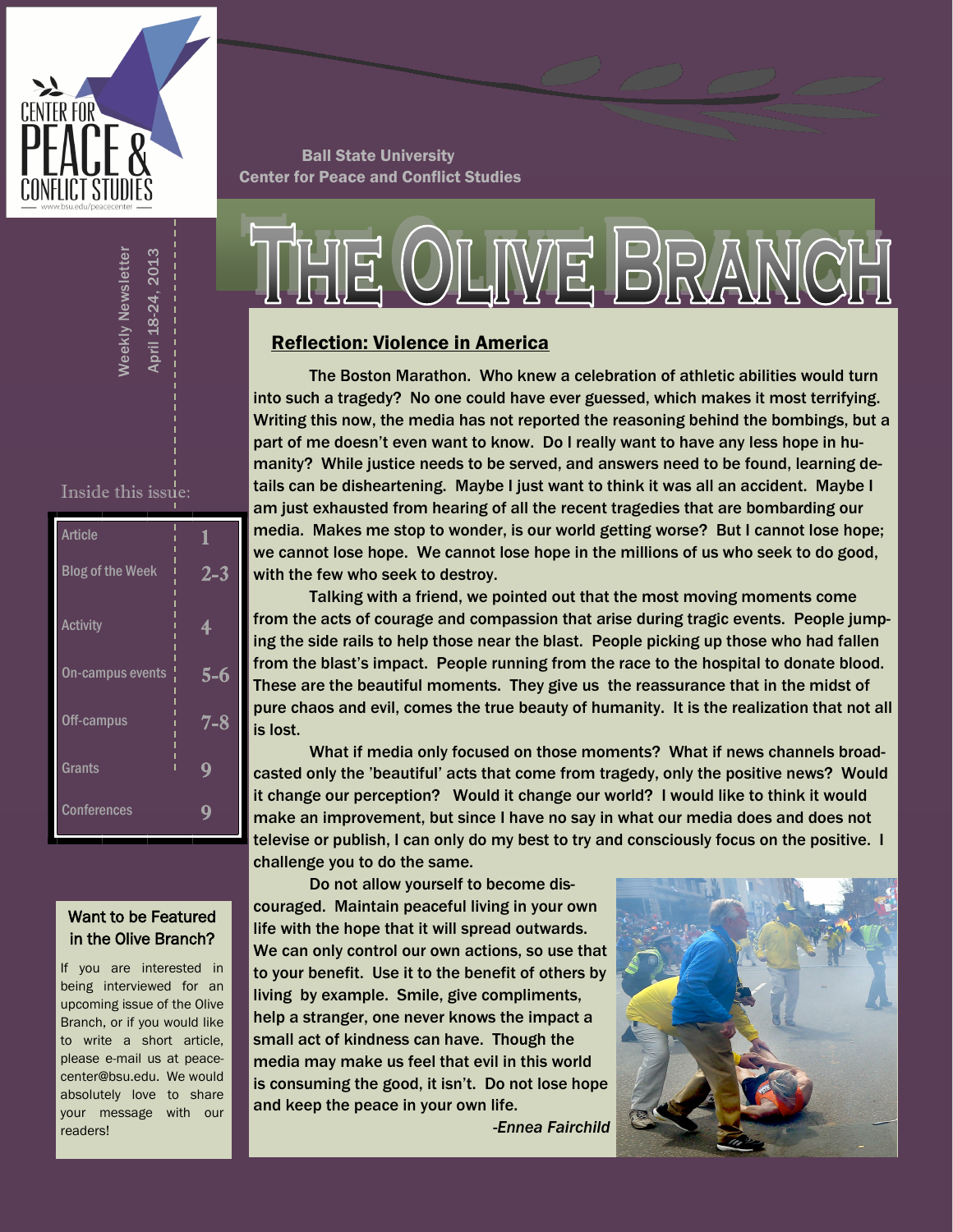Ball State University
Center for Peace and Conflict Studies

# The Olive Branch

Weekly Newsletter
April 18-24, 2013

Inside this issue:

| Article | 1 |
|---|---|
| Blog of the Week | 2-3 |
| Activity | 4 |
| On-campus events | 5-6 |
| Off-campus | 7-8 |
| Grants | 9 |
| Conferences | 9 |

### Want to be Featured in the Olive Branch?

If you are interested in being interviewed for an upcoming issue of the Olive Branch, or if you would like to write a short article, please e-mail us at peacecenter@bsu.edu. We would absolutely love to share your message with our readers!

## Reflection: Violence in America

The Boston Marathon. Who knew a celebration of athletic abilities would turn into such a tragedy? No one could have ever guessed, which makes it most terrifying. Writing this now, the media has not reported the reasoning behind the bombings, but a part of me doesn't even want to know. Do I really want to have any less hope in humanity? While justice needs to be served, and answers need to be found, learning details can be disheartening. Maybe I just want to think it was all an accident. Maybe I am just exhausted from hearing of all the recent tragedies that are bombarding our media. Makes me stop to wonder, is our world getting worse? But I cannot lose hope; we cannot lose hope. We cannot lose hope in the millions of us who seek to do good, with the few who seek to destroy.

Talking with a friend, we pointed out that the most moving moments come from the acts of courage and compassion that arise during tragic events. People jumping the side rails to help those near the blast. People picking up those who had fallen from the blast's impact. People running from the race to the hospital to donate blood. These are the beautiful moments. They give us the reassurance that in the midst of pure chaos and evil, comes the true beauty of humanity. It is the realization that not all is lost.

What if media only focused on those moments? What if news channels broadcasted only the 'beautiful' acts that come from tragedy, only the positive news? Would it change our perception? Would it change our world? I would like to think it would make an improvement, but since I have no say in what our media does and does not televise or publish, I can only do my best to try and consciously focus on the positive. I challenge you to do the same.

Do not allow yourself to become discouraged. Maintain peaceful living in your own life with the hope that it will spread outwards. We can only control our own actions, so use that to your benefit. Use it to the benefit of others by living by example. Smile, give compliments, help a stranger, one never knows the impact a small act of kindness can have. Though the media may make us feel that evil in this world is consuming the good, it isn't. Do not lose hope and keep the peace in your own life.

*-Ennea Fairchild*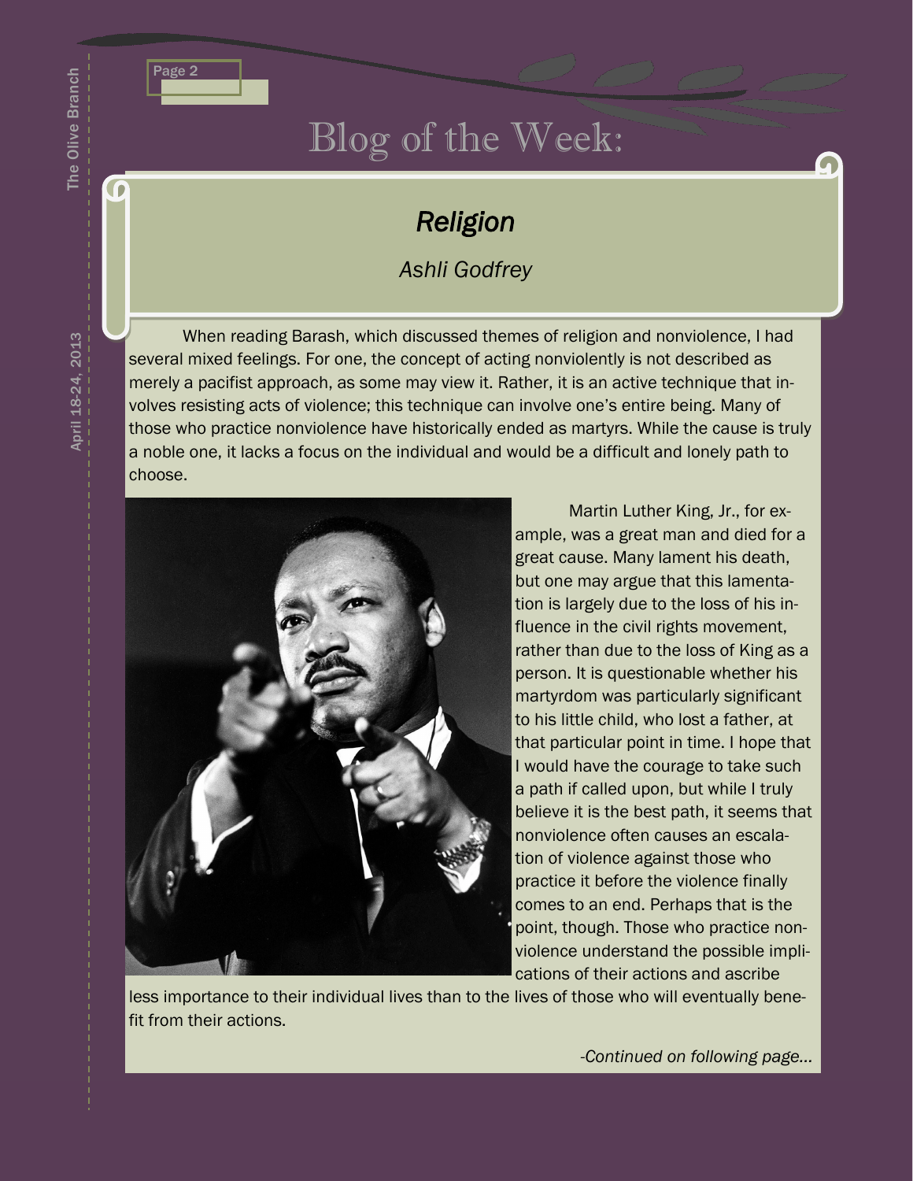# Blog of the Week:

## *Religion*

*Ashli Godfrey*

When reading Barash, which discussed themes of religion and nonviolence, I had several mixed feelings. For one, the concept of acting nonviolently is not described as merely a pacifist approach, as some may view it. Rather, it is an active technique that involves resisting acts of violence; this technique can involve one's entire being. Many of those who practice nonviolence have historically ended as martyrs. While the cause is truly a noble one, it lacks a focus on the individual and would be a difficult and lonely path to choose.

Martin Luther King, Jr., for example, was a great man and died for a great cause. Many lament his death, but one may argue that this lamentation is largely due to the loss of his influence in the civil rights movement, rather than due to the loss of King as a person. It is questionable whether his martyrdom was particularly significant to his little child, who lost a father, at that particular point in time. I hope that I would have the courage to take such a path if called upon, but while I truly believe it is the best path, it seems that nonviolence often causes an escalation of violence against those who practice it before the violence finally comes to an end. Perhaps that is the point, though. Those who practice nonviolence understand the possible implications of their actions and ascribe less importance to their individual lives than to the lives of those who will eventually benefit from their actions.

*-Continued on following page…*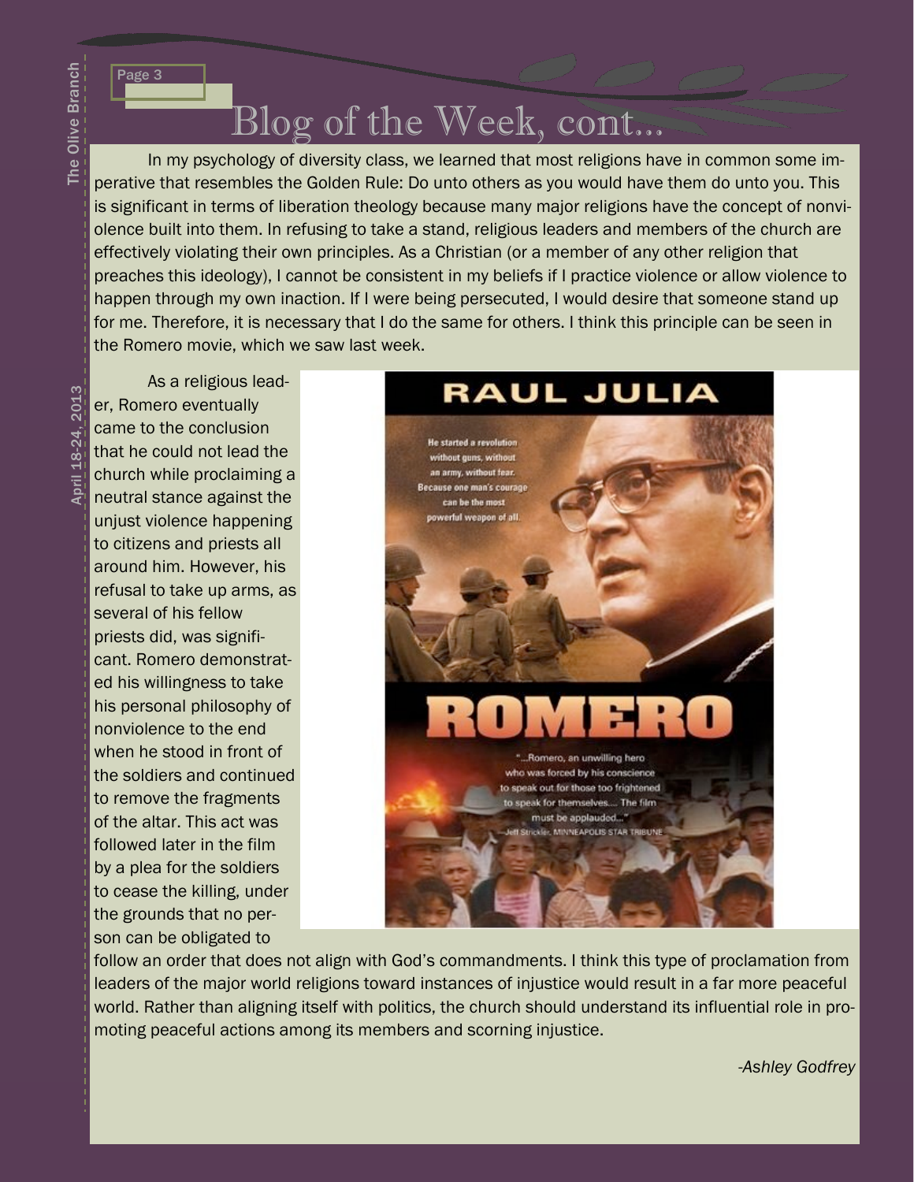# Blog of the Week, cont...

In my psychology of diversity class, we learned that most religions have in common some imperative that resembles the Golden Rule: Do unto others as you would have them do unto you. This is significant in terms of liberation theology because many major religions have the concept of nonviolence built into them. In refusing to take a stand, religious leaders and members of the church are effectively violating their own principles. As a Christian (or a member of any other religion that preaches this ideology), I cannot be consistent in my beliefs if I practice violence or allow violence to happen through my own inaction. If I were being persecuted, I would desire that someone stand up for me. Therefore, it is necessary that I do the same for others. I think this principle can be seen in the Romero movie, which we saw last week.

As a religious leader, Romero eventually came to the conclusion that he could not lead the church while proclaiming a neutral stance against the unjust violence happening to citizens and priests all around him. However, his refusal to take up arms, as several of his fellow priests did, was significant. Romero demonstrated his willingness to take his personal philosophy of nonviolence to the end when he stood in front of the soldiers and continued to remove the fragments of the altar. This act was followed later in the film by a plea for the soldiers to cease the killing, under the grounds that no person can be obligated to follow an order that does not align with God's commandments. I think this type of proclamation from leaders of the major world religions toward instances of injustice would result in a far more peaceful world. Rather than aligning itself with politics, the church should understand its influential role in promoting peaceful actions among its members and scorning injustice.

*-Ashley Godfrey*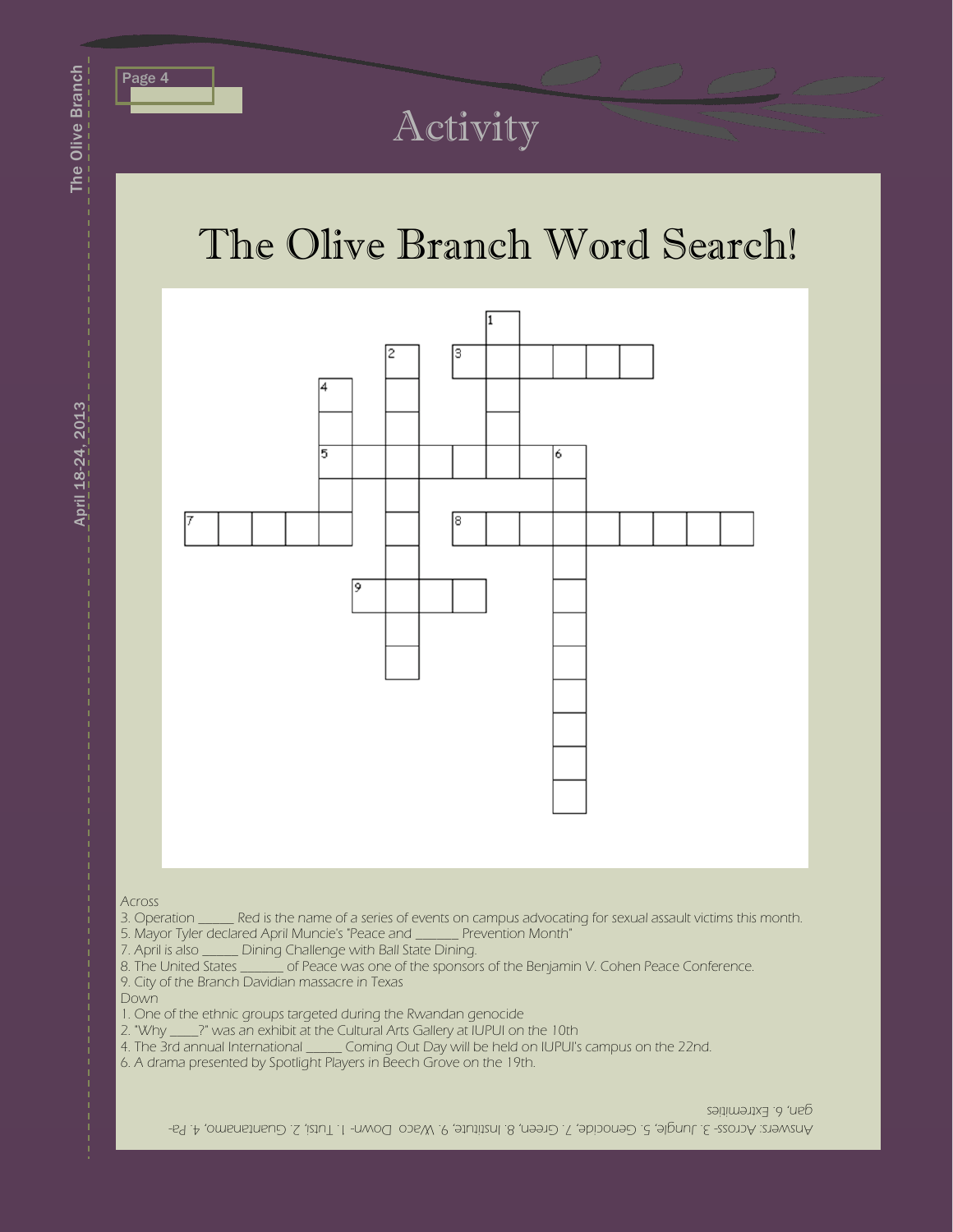# Activity

## The Olive Branch Word Search!

Across

3. Operation \_\_\_\_\_ Red is the name of a series of events on campus advocating for sexual assault victims this month.
5. Mayor Tyler declared April Muncie's "Peace and \_\_\_\_\_\_ Prevention Month"
7. April is also \_\_\_\_\_ Dining Challenge with Ball State Dining.
8. The United States \_\_\_\_\_\_ of Peace was one of the sponsors of the Benjamin V. Cohen Peace Conference.
9. City of the Branch Davidian massacre in Texas

Down

1. One of the ethnic groups targeted during the Rwandan genocide
2. "Why \_\_\_\_?" was an exhibit at the Cultural Arts Gallery at IUPUI on the 10th
4. The 3rd annual International \_\_\_\_\_ Coming Out Day will be held on IUPUI's campus on the 22nd.
6. A drama presented by Spotlight Players in Beech Grove on the 19th.

Answers: Across- 3. Jungle, 5. Genocide, 7. Green, 8. Institute, 9. Waco Down- 1. Tutsi, 2. Guantanamo, 4. Pagan, 6. Extremities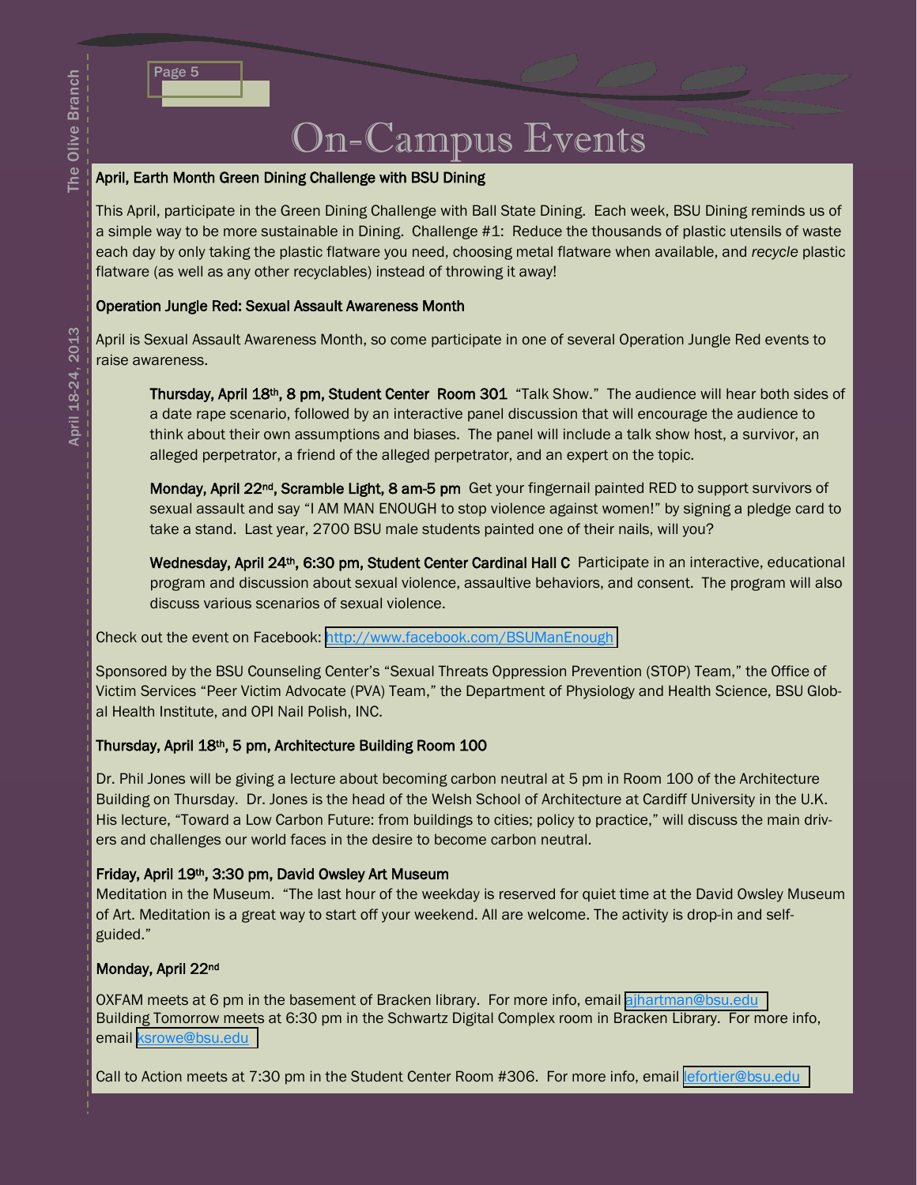# On-Campus Events

**April, Earth Month Green Dining Challenge with BSU Dining**

This April, participate in the Green Dining Challenge with Ball State Dining. Each week, BSU Dining reminds us of a simple way to be more sustainable in Dining. Challenge #1: Reduce the thousands of plastic utensils of waste each day by only taking the plastic flatware you need, choosing metal flatware when available, and *recycle* plastic flatware (as well as any other recyclables) instead of throwing it away!

**Operation Jungle Red: Sexual Assault Awareness Month**

April is Sexual Assault Awareness Month, so come participate in one of several Operation Jungle Red events to raise awareness.

> **Thursday, April 18th, 8 pm, Student Center Room 301** "Talk Show." The audience will hear both sides of a date rape scenario, followed by an interactive panel discussion that will encourage the audience to think about their own assumptions and biases. The panel will include a talk show host, a survivor, an alleged perpetrator, a friend of the alleged perpetrator, and an expert on the topic.
>
> **Monday, April 22nd, Scramble Light, 8 am-5 pm** Get your fingernail painted RED to support survivors of sexual assault and say "I AM MAN ENOUGH to stop violence against women!" by signing a pledge card to take a stand. Last year, 2700 BSU male students painted one of their nails, will you?
>
> **Wednesday, April 24th, 6:30 pm, Student Center Cardinal Hall C** Participate in an interactive, educational program and discussion about sexual violence, assaultive behaviors, and consent. The program will also discuss various scenarios of sexual violence.

Check out the event on Facebook: http://www.facebook.com/BSUManEnough

Sponsored by the BSU Counseling Center's "Sexual Threats Oppression Prevention (STOP) Team," the Office of Victim Services "Peer Victim Advocate (PVA) Team," the Department of Physiology and Health Science, BSU Global Health Institute, and OPI Nail Polish, INC.

**Thursday, April 18th, 5 pm, Architecture Building Room 100**

Dr. Phil Jones will be giving a lecture about becoming carbon neutral at 5 pm in Room 100 of the Architecture Building on Thursday. Dr. Jones is the head of the Welsh School of Architecture at Cardiff University in the U.K. His lecture, "Toward a Low Carbon Future: from buildings to cities; policy to practice," will discuss the main drivers and challenges our world faces in the desire to become carbon neutral.

**Friday, April 19th, 3:30 pm, David Owsley Art Museum**

Meditation in the Museum. "The last hour of the weekday is reserved for quiet time at the David Owsley Museum of Art. Meditation is a great way to start off your weekend. All are welcome. The activity is drop-in and self-guided."

**Monday, April 22nd**

OXFAM meets at 6 pm in the basement of Bracken library. For more info, email ajhartman@bsu.edu
Building Tomorrow meets at 6:30 pm in the Schwartz Digital Complex room in Bracken Library. For more info, email ksrowe@bsu.edu

Call to Action meets at 7:30 pm in the Student Center Room #306. For more info, email lefortier@bsu.edu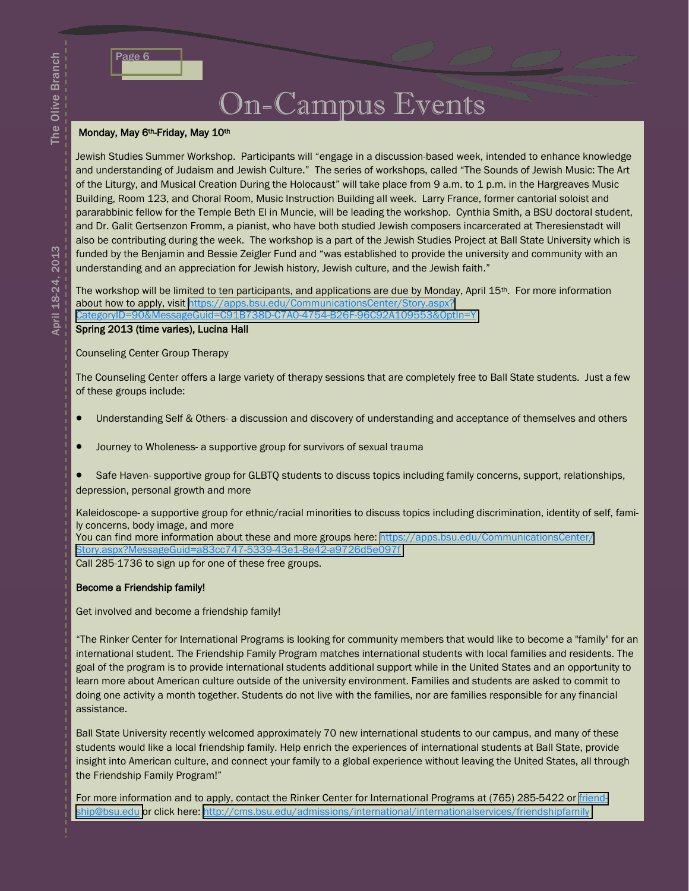# On-Campus Events

**Monday, May 6th-Friday, May 10th**

Jewish Studies Summer Workshop. Participants will "engage in a discussion-based week, intended to enhance knowledge and understanding of Judaism and Jewish Culture." The series of workshops, called "The Sounds of Jewish Music: The Art of the Liturgy, and Musical Creation During the Holocaust" will take place from 9 a.m. to 1 p.m. in the Hargreaves Music Building, Room 123, and Choral Room, Music Instruction Building all week. Larry France, former cantorial soloist and pararabbinic fellow for the Temple Beth El in Muncie, will be leading the workshop. Cynthia Smith, a BSU doctoral student, and Dr. Galit Gertsenzon Fromm, a pianist, who have both studied Jewish composers incarcerated at Theresienstadt will also be contributing during the week. The workshop is a part of the Jewish Studies Project at Ball State University which is funded by the Benjamin and Bessie Zeigler Fund and "was established to provide the university and community with an understanding and an appreciation for Jewish history, Jewish culture, and the Jewish faith."

The workshop will be limited to ten participants, and applications are due by Monday, April 15th. For more information about how to apply, visit https://apps.bsu.edu/CommunicationsCenter/Story.aspx?CategoryID=90&MessageGuid=C91B738D-C7A0-4754-B26F-96C92A109553&OptIn=Y

**Spring 2013 (time varies), Lucina Hall**

Counseling Center Group Therapy

The Counseling Center offers a large variety of therapy sessions that are completely free to Ball State students. Just a few of these groups include:

- Understanding Self & Others- a discussion and discovery of understanding and acceptance of themselves and others
- Journey to Wholeness- a supportive group for survivors of sexual trauma
- Safe Haven- supportive group for GLBTQ students to discuss topics including family concerns, support, relationships, depression, personal growth and more

Kaleidoscope- a supportive group for ethnic/racial minorities to discuss topics including discrimination, identity of self, family concerns, body image, and more

You can find more information about these and more groups here: https://apps.bsu.edu/CommunicationsCenter/Story.aspx?MessageGuid=a83cc747-5339-43e1-8e42-a9726d5e097f

Call 285-1736 to sign up for one of these free groups.

**Become a Friendship family!**

Get involved and become a friendship family!

"The Rinker Center for International Programs is looking for community members that would like to become a "family" for an international student. The Friendship Family Program matches international students with local families and residents. The goal of the program is to provide international students additional support while in the United States and an opportunity to learn more about American culture outside of the university environment. Families and students are asked to commit to doing one activity a month together. Students do not live with the families, nor are families responsible for any financial assistance.

Ball State University recently welcomed approximately 70 new international students to our campus, and many of these students would like a local friendship family. Help enrich the experiences of international students at Ball State, provide insight into American culture, and connect your family to a global experience without leaving the United States, all through the Friendship Family Program!"

For more information and to apply, contact the Rinker Center for International Programs at (765) 285-5422 or friendship@bsu.edu or click here: http://cms.bsu.edu/admissions/international/internationalservices/friendshipfamily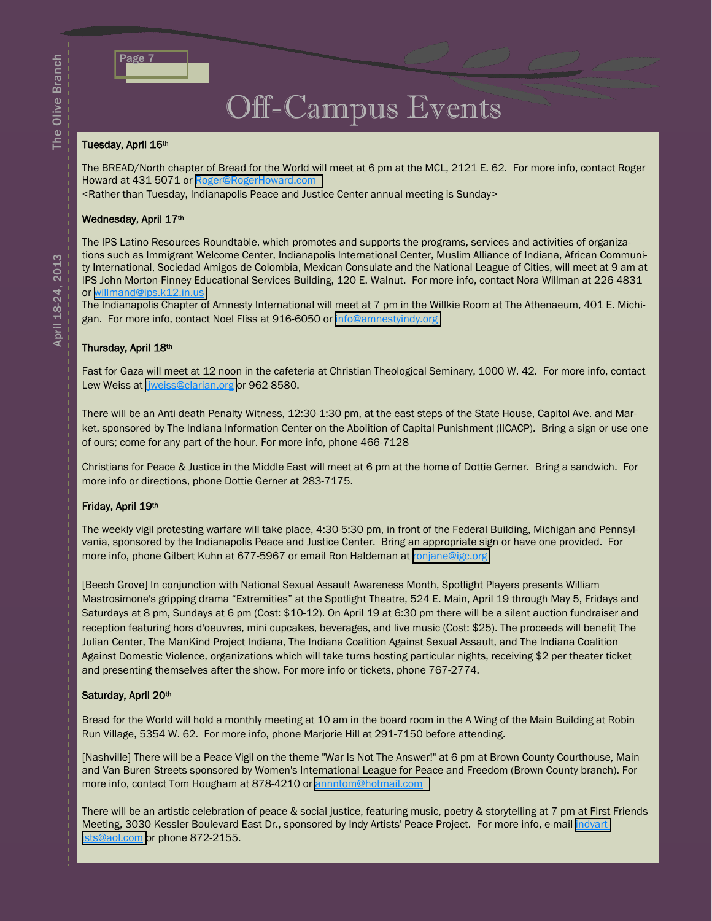# Off-Campus Events

**Tuesday, April 16th**

The BREAD/North chapter of Bread for the World will meet at 6 pm at the MCL, 2121 E. 62. For more info, contact Roger Howard at 431-5071 or Roger@RogerHoward.com

<Rather than Tuesday, Indianapolis Peace and Justice Center annual meeting is Sunday>

**Wednesday, April 17th**

The IPS Latino Resources Roundtable, which promotes and supports the programs, services and activities of organizations such as Immigrant Welcome Center, Indianapolis International Center, Muslim Alliance of Indiana, African Community International, Sociedad Amigos de Colombia, Mexican Consulate and the National League of Cities, will meet at 9 am at IPS John Morton-Finney Educational Services Building, 120 E. Walnut. For more info, contact Nora Willman at 226-4831 or willmand@ips.k12.in.us

The Indianapolis Chapter of Amnesty International will meet at 7 pm in the Willkie Room at The Athenaeum, 401 E. Michigan. For more info, contact Noel Fliss at 916-6050 or info@amnestyindy.org

**Thursday, April 18th**

Fast for Gaza will meet at 12 noon in the cafeteria at Christian Theological Seminary, 1000 W. 42. For more info, contact Lew Weiss at ljweiss@clarian.org or 962-8580.

There will be an Anti-death Penalty Witness, 12:30-1:30 pm, at the east steps of the State House, Capitol Ave. and Market, sponsored by The Indiana Information Center on the Abolition of Capital Punishment (IICACP). Bring a sign or use one of ours; come for any part of the hour. For more info, phone 466-7128

Christians for Peace & Justice in the Middle East will meet at 6 pm at the home of Dottie Gerner. Bring a sandwich. For more info or directions, phone Dottie Gerner at 283-7175.

**Friday, April 19th**

The weekly vigil protesting warfare will take place, 4:30-5:30 pm, in front of the Federal Building, Michigan and Pennsylvania, sponsored by the Indianapolis Peace and Justice Center. Bring an appropriate sign or have one provided. For more info, phone Gilbert Kuhn at 677-5967 or email Ron Haldeman at ronjane@igc.org

[Beech Grove] In conjunction with National Sexual Assault Awareness Month, Spotlight Players presents William Mastrosimone's gripping drama "Extremities" at the Spotlight Theatre, 524 E. Main, April 19 through May 5, Fridays and Saturdays at 8 pm, Sundays at 6 pm (Cost: $10-12). On April 19 at 6:30 pm there will be a silent auction fundraiser and reception featuring hors d'oeuvres, mini cupcakes, beverages, and live music (Cost: $25). The proceeds will benefit The Julian Center, The ManKind Project Indiana, The Indiana Coalition Against Sexual Assault, and The Indiana Coalition Against Domestic Violence, organizations which will take turns hosting particular nights, receiving $2 per theater ticket and presenting themselves after the show. For more info or tickets, phone 767-2774.

**Saturday, April 20th**

Bread for the World will hold a monthly meeting at 10 am in the board room in the A Wing of the Main Building at Robin Run Village, 5354 W. 62. For more info, phone Marjorie Hill at 291-7150 before attending.

[Nashville] There will be a Peace Vigil on the theme "War Is Not The Answer!" at 6 pm at Brown County Courthouse, Main and Van Buren Streets sponsored by Women's International League for Peace and Freedom (Brown County branch). For more info, contact Tom Hougham at 878-4210 or annntom@hotmail.com

There will be an artistic celebration of peace & social justice, featuring music, poetry & storytelling at 7 pm at First Friends Meeting, 3030 Kessler Boulevard East Dr., sponsored by Indy Artists' Peace Project. For more info, e-mail indyartists@aol.com or phone 872-2155.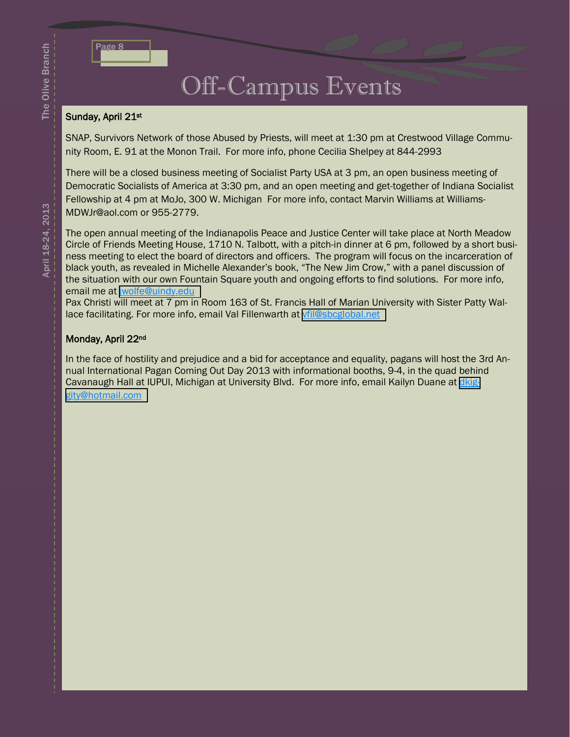# Off-Campus Events

**Sunday, April 21st**

SNAP, Survivors Network of those Abused by Priests, will meet at 1:30 pm at Crestwood Village Community Room, E. 91 at the Monon Trail. For more info, phone Cecilia Shelpey at 844-2993

There will be a closed business meeting of Socialist Party USA at 3 pm, an open business meeting of Democratic Socialists of America at 3:30 pm, and an open meeting and get-together of Indiana Socialist Fellowship at 4 pm at MoJo, 300 W. Michigan For more info, contact Marvin Williams at Williams-MDWJr@aol.com or 955-2779.

The open annual meeting of the Indianapolis Peace and Justice Center will take place at North Meadow Circle of Friends Meeting House, 1710 N. Talbott, with a pitch-in dinner at 6 pm, followed by a short business meeting to elect the board of directors and officers. The program will focus on the incarceration of black youth, as revealed in Michelle Alexander's book, "The New Jim Crow," with a panel discussion of the situation with our own Fountain Square youth and ongoing efforts to find solutions. For more info, email me at jwolfe@uindy.edu

Pax Christi will meet at 7 pm in Room 163 of St. Francis Hall of Marian University with Sister Patty Wallace facilitating. For more info, email Val Fillenwarth at vfil@sbcglobal.net

**Monday, April 22nd**

In the face of hostility and prejudice and a bid for acceptance and equality, pagans will host the 3rd Annual International Pagan Coming Out Day 2013 with informational booths, 9-4, in the quad behind Cavanaugh Hall at IUPUI, Michigan at University Blvd. For more info, email Kailyn Duane at dkiggity@hotmail.com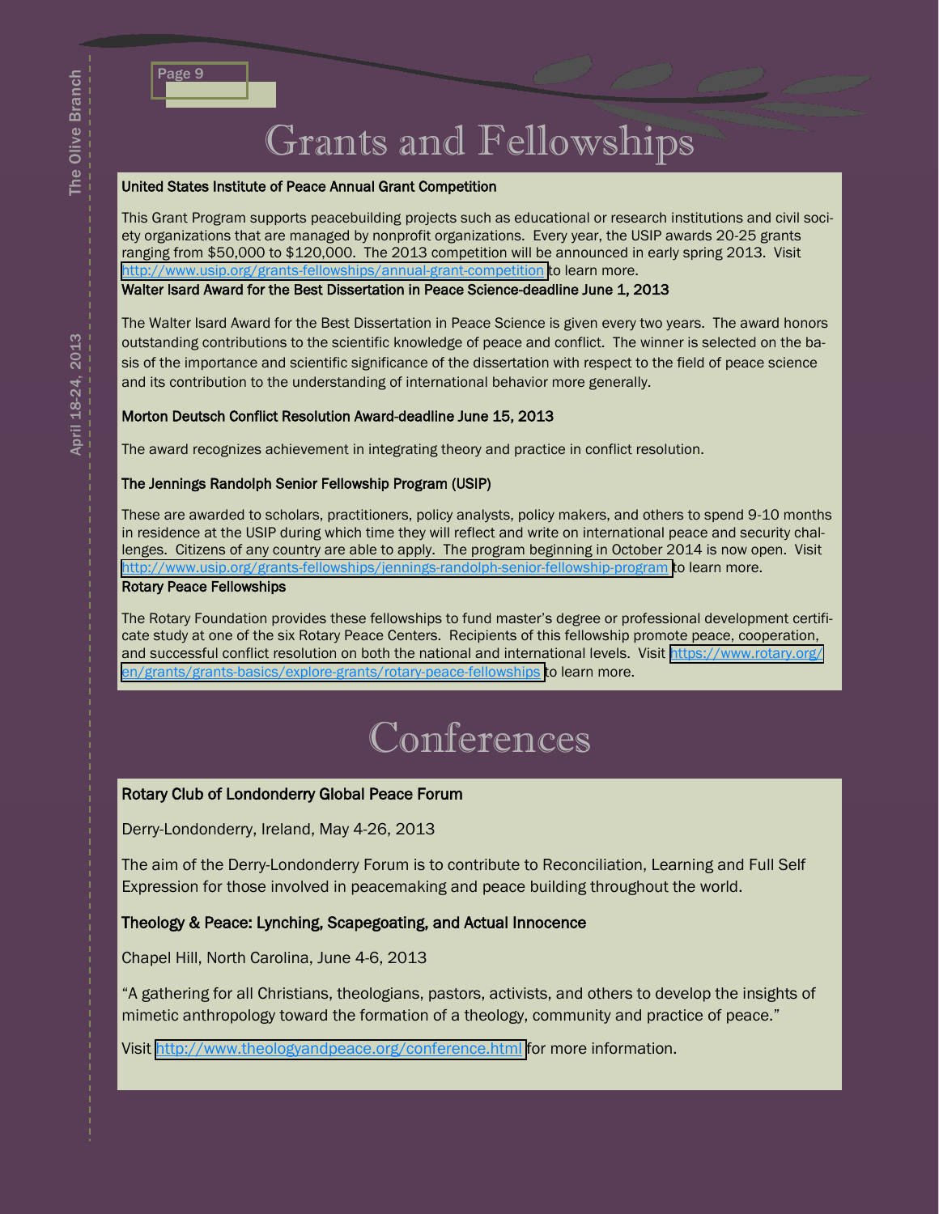# Grants and Fellowships

**United States Institute of Peace Annual Grant Competition**

This Grant Program supports peacebuilding projects such as educational or research institutions and civil society organizations that are managed by nonprofit organizations. Every year, the USIP awards 20-25 grants ranging from $50,000 to $120,000. The 2013 competition will be announced in early spring 2013. Visit http://www.usip.org/grants-fellowships/annual-grant-competition to learn more.

**Walter Isard Award for the Best Dissertation in Peace Science-deadline June 1, 2013**

The Walter Isard Award for the Best Dissertation in Peace Science is given every two years. The award honors outstanding contributions to the scientific knowledge of peace and conflict. The winner is selected on the basis of the importance and scientific significance of the dissertation with respect to the field of peace science and its contribution to the understanding of international behavior more generally.

**Morton Deutsch Conflict Resolution Award-deadline June 15, 2013**

The award recognizes achievement in integrating theory and practice in conflict resolution.

**The Jennings Randolph Senior Fellowship Program (USIP)**

These are awarded to scholars, practitioners, policy analysts, policy makers, and others to spend 9-10 months in residence at the USIP during which time they will reflect and write on international peace and security challenges. Citizens of any country are able to apply. The program beginning in October 2014 is now open. Visit http://www.usip.org/grants-fellowships/jennings-randolph-senior-fellowship-program to learn more.

**Rotary Peace Fellowships**

The Rotary Foundation provides these fellowships to fund master's degree or professional development certificate study at one of the six Rotary Peace Centers. Recipients of this fellowship promote peace, cooperation, and successful conflict resolution on both the national and international levels. Visit https://www.rotary.org/en/grants/grants-basics/explore-grants/rotary-peace-fellowships to learn more.

# Conferences

**Rotary Club of Londonderry Global Peace Forum**

Derry-Londonderry, Ireland, May 4-26, 2013

The aim of the Derry-Londonderry Forum is to contribute to Reconciliation, Learning and Full Self Expression for those involved in peacemaking and peace building throughout the world.

**Theology & Peace: Lynching, Scapegoating, and Actual Innocence**

Chapel Hill, North Carolina, June 4-6, 2013

"A gathering for all Christians, theologians, pastors, activists, and others to develop the insights of mimetic anthropology toward the formation of a theology, community and practice of peace."

Visit http://www.theologyandpeace.org/conference.html for more information.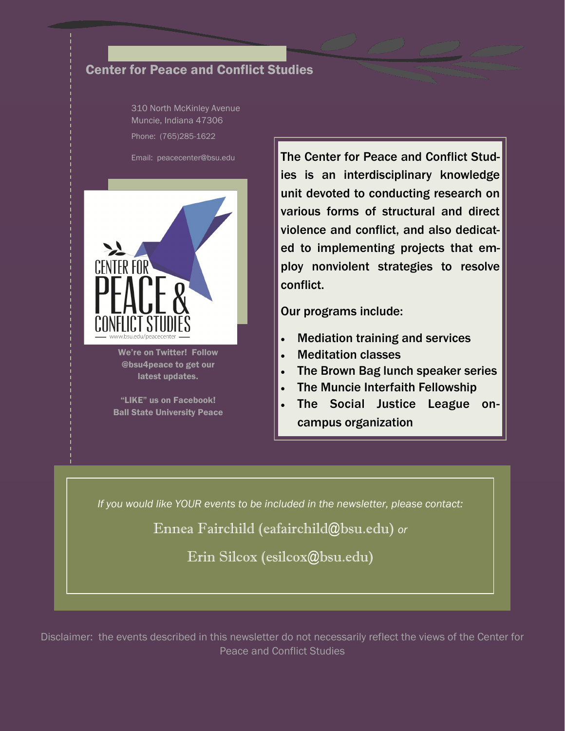## Center for Peace and Conflict Studies

310 North McKinley Avenue
Muncie, Indiana 47306

Phone: (765)285-1622

Email: peacecenter@bsu.edu

**We're on Twitter! Follow @bsu4peace to get our latest updates.**

**"LIKE" us on Facebook! Ball State University Peace**

The Center for Peace and Conflict Studies is an interdisciplinary knowledge unit devoted to conducting research on various forms of structural and direct violence and conflict, and also dedicated to implementing projects that employ nonviolent strategies to resolve conflict.

Our programs include:

- Mediation training and services
- Meditation classes
- The Brown Bag lunch speaker series
- The Muncie Interfaith Fellowship
- The Social Justice League on-campus organization

*If you would like YOUR events to be included in the newsletter, please contact:*

Ennea Fairchild (eafairchild@bsu.edu) *or*

Erin Silcox (esilcox@bsu.edu)

Disclaimer: the events described in this newsletter do not necessarily reflect the views of the Center for Peace and Conflict Studies